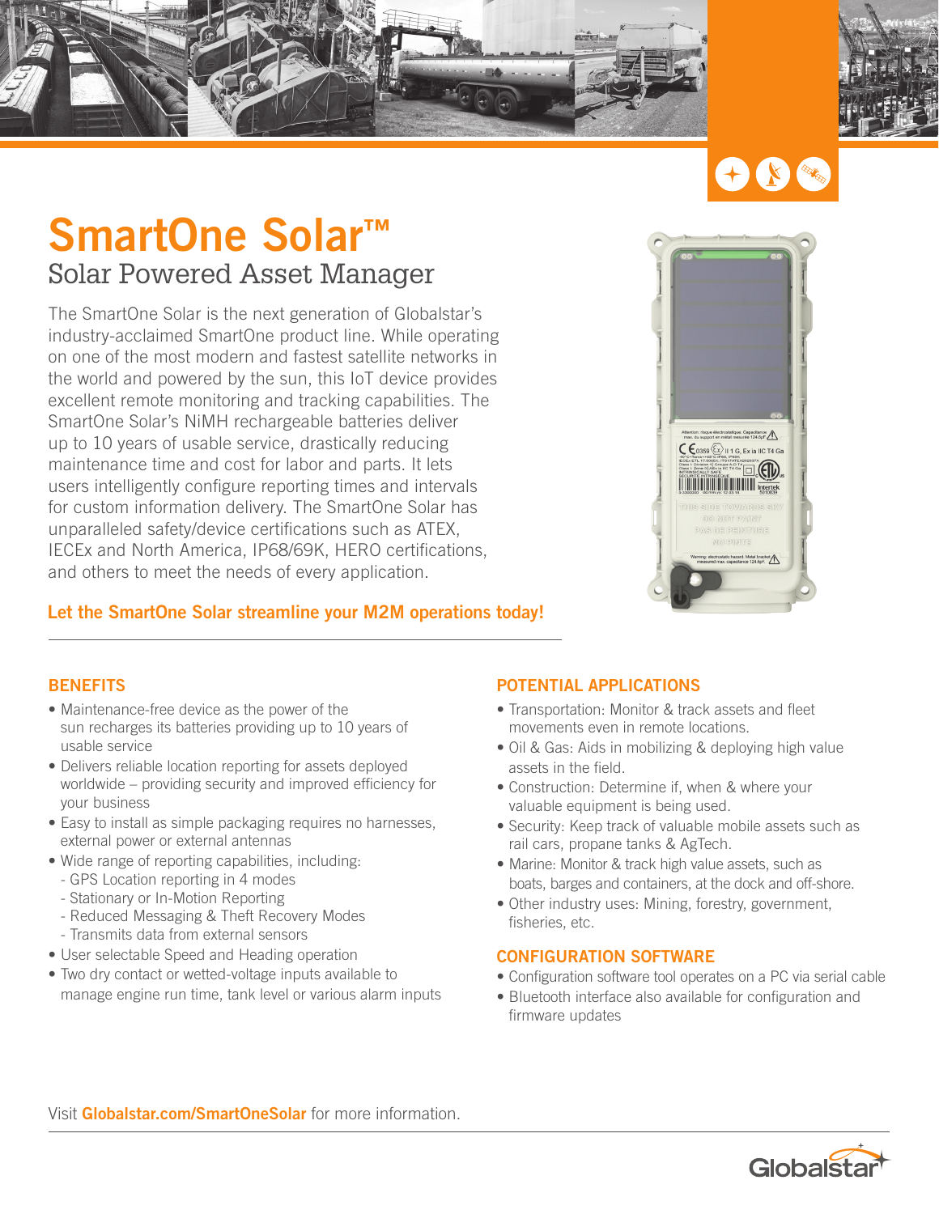# SmartOne Solar™

## Solar Powered Asset Manager

The SmartOne Solar is the next generation of Globalstar's industry-acclaimed SmartOne product line. While operating on one of the most modern and fastest satellite networks in the world and powered by the sun, this IoT device provides excellent remote monitoring and tracking capabilities. The SmartOne Solar's NiMH rechargeable batteries deliver up to 10 years of usable service, drastically reducing maintenance time and cost for labor and parts. It lets users intelligently configure reporting times and intervals for custom information delivery. The SmartOne Solar has unparalleled safety/device certifications such as ATEX, IECEx and North America, IP68/69K, HERO certifications, and others to meet the needs of every application.

**Let the SmartOne Solar streamline your M2M operations today!**

## BENEFITS

- Maintenance-free device as the power of the sun recharges its batteries providing up to 10 years of usable service
- Delivers reliable location reporting for assets deployed worldwide – providing security and improved efficiency for your business
- Easy to install as simple packaging requires no harnesses, external power or external antennas
- Wide range of reporting capabilities, including:
  - GPS Location reporting in 4 modes
  - Stationary or In-Motion Reporting
  - Reduced Messaging & Theft Recovery Modes
  - Transmits data from external sensors
- User selectable Speed and Heading operation
- Two dry contact or wetted-voltage inputs available to manage engine run time, tank level or various alarm inputs

## POTENTIAL APPLICATIONS

- Transportation: Monitor & track assets and fleet movements even in remote locations.
- Oil & Gas: Aids in mobilizing & deploying high value assets in the field.
- Construction: Determine if, when & where your valuable equipment is being used.
- Security: Keep track of valuable mobile assets such as rail cars, propane tanks & AgTech.
- Marine: Monitor & track high value assets, such as boats, barges and containers, at the dock and off-shore.
- Other industry uses: Mining, forestry, government, fisheries, etc.

## CONFIGURATION SOFTWARE

- Configuration software tool operates on a PC via serial cable
- Bluetooth interface also available for configuration and firmware updates

Visit **Globalstar.com/SmartOneSolar** for more information.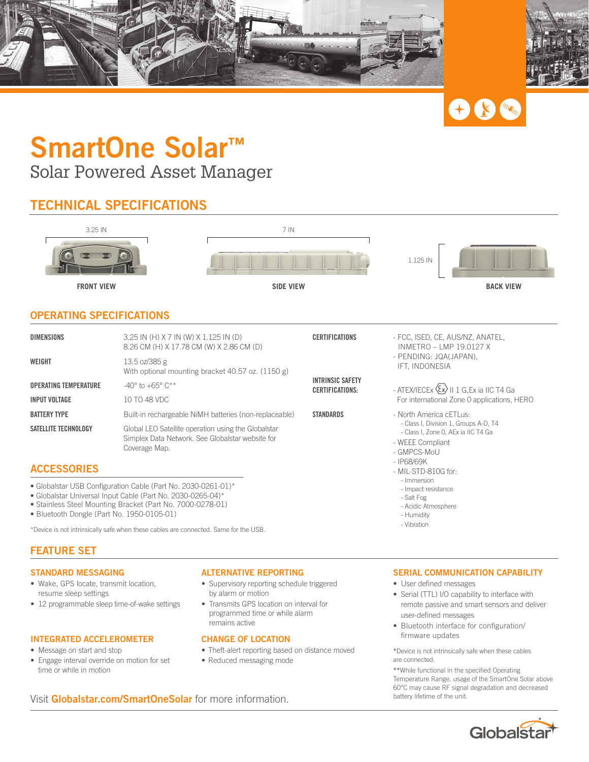# SmartOne Solar™

Solar Powered Asset Manager

## TECHNICAL SPECIFICATIONS

3.25 IN

FRONT VIEW

7 IN

SIDE VIEW

1.125 IN

BACK VIEW

## OPERATING SPECIFICATIONS

| | |
|---|---|
| **DIMENSIONS** | 3.25 IN (H) X 7 IN (W) X 1.125 IN (D)<br>8.26 CM (H) X 17.78 CM (W) X 2.86 CM (D) |
| **WEIGHT** | 13.5 oz/385 g<br>With optional mounting bracket 40.57 oz. (1150 g) |
| **OPERATING TEMPERATURE** | -40° to +65° C** |
| **INPUT VOLTAGE** | 10 TO 48 VDC |
| **BATTERY TYPE** | Built-in rechargeable NiMH batteries (non-replaceable) |
| **SATELLITE TECHNOLOGY** | Global LEO Satellite operation using the Globalstar Simplex Data Network. See Globalstar website for Coverage Map. |
| **CERTIFICATIONS** | - FCC, ISED, CE, AUS/NZ, ANATEL, INMETRO – LMP 19.0127 X<br>- PENDING: JQA(JAPAN), IFT, INDONESIA |
| **INTRINSIC SAFETY CERTIFICATIONS:** | - ATEX/IECEx Ⓔx II 1 G,Ex ia IIC T4 Ga<br>For international Zone 0 applications, HERO |
| **STANDARDS** | - North America cETLus:<br>- Class I, Division 1, Groups A-D, T4<br>- Class I, Zone 0, AEx ia IIC T4 Ga<br>- WEEE Compliant<br>- GMPCS-MoU<br>- IP68/69K<br>- MIL-STD-810G for:<br>- Immersion<br>- Impact resistance<br>- Salt Fog<br>- Acidic Atmosphere<br>- Humidity<br>- Vibration |

## ACCESSORIES

- Globalstar USB Configuration Cable (Part No. 2030-0261-01)*
- Globalstar Universal Input Cable (Part No. 2030-0265-04)*
- Stainless Steel Mounting Bracket (Part No. 7000-0278-01)
- Bluetooth Dongle (Part No. 1950-0105-01)

*Device is not intrinsically safe when these cables are connected. Same for the USB.

## FEATURE SET

### STANDARD MESSAGING

- Wake, GPS locate, transmit location, resume sleep settings
- 12 programmable sleep time-of-wake settings

### INTEGRATED ACCELEROMETER

- Message on start and stop
- Engage interval override on motion for set time or while in motion

### ALTERNATIVE REPORTING

- Supervisory reporting schedule triggered by alarm or motion
- Transmits GPS location on interval for programmed time or while alarm remains active

### CHANGE OF LOCATION

- Theft-alert reporting based on distance moved
- Reduced messaging mode

### SERIAL COMMUNICATION CAPABILITY

- User defined messages
- Serial (TTL) I/O capability to interface with remote passive and smart sensors and deliver user-defined messages
- Bluetooth interface for configuration/ firmware updates

*Device is not intrinsically safe when these cables are connected.

**While functional in the specified Operating Temperature Range, usage of the SmartOne Solar above 60°C may cause RF signal degradation and decreased battery lifetime of the unit.

Visit **Globalstar.com/SmartOneSolar** for more information.

Globalstar